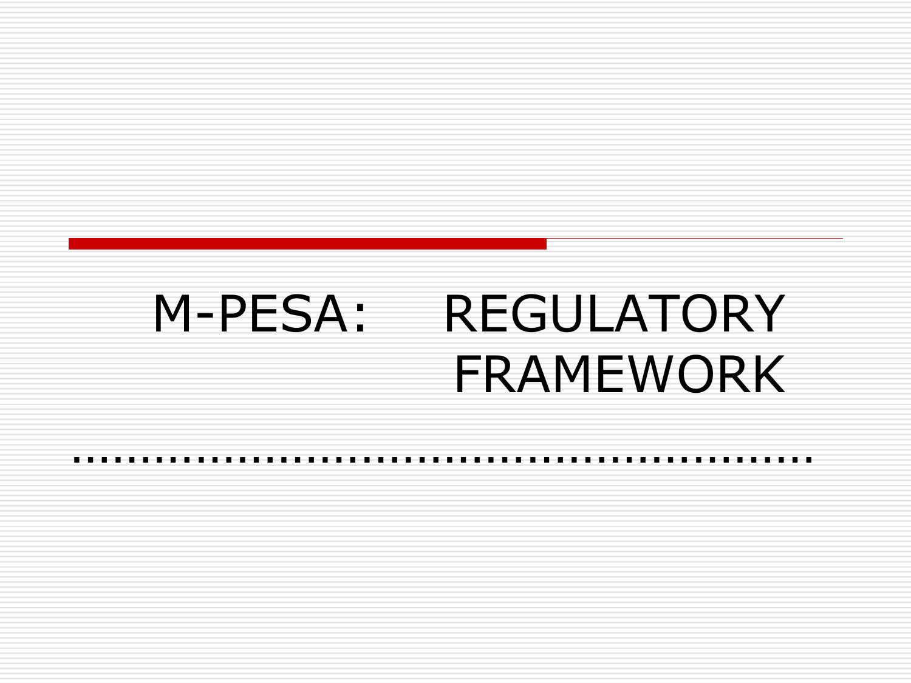# M-PESA: REGULATORY FRAMEWORK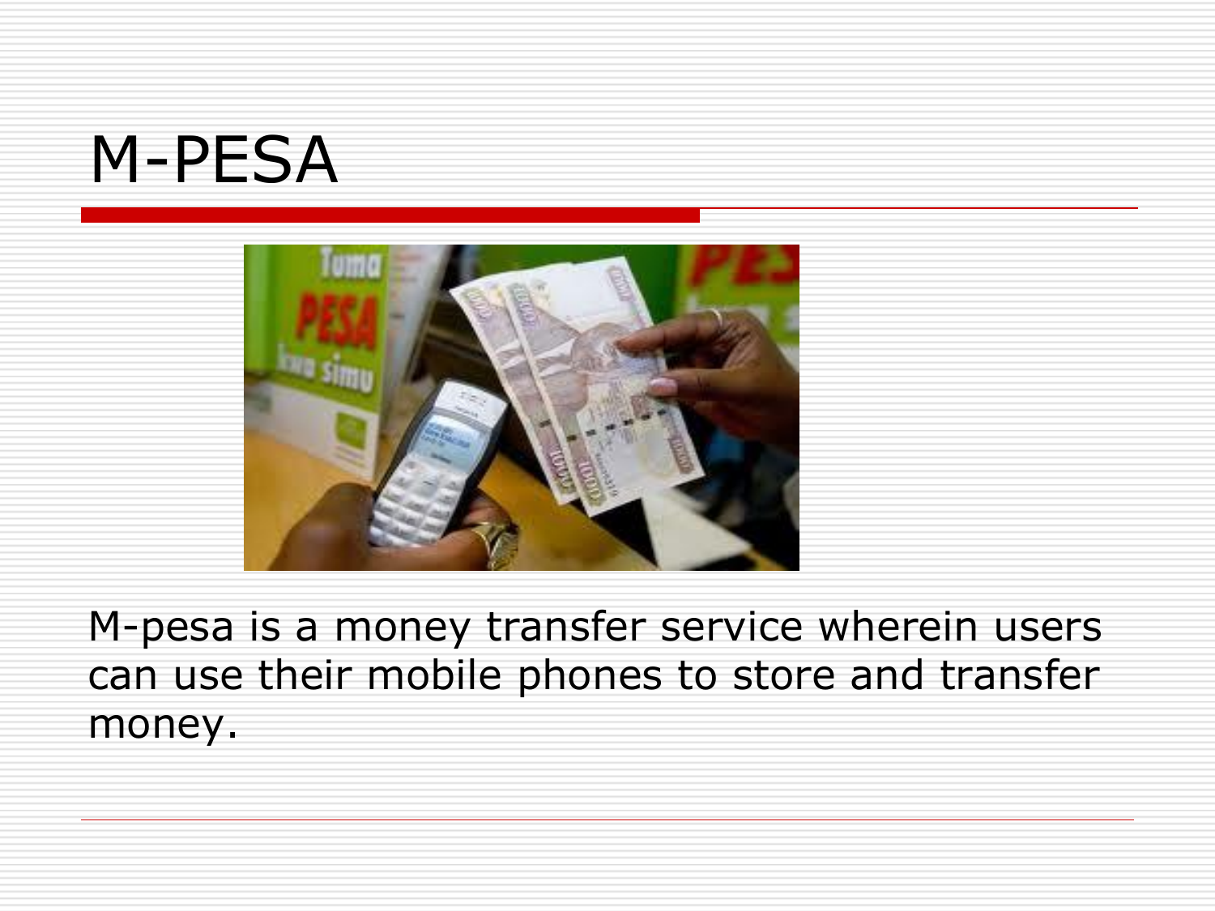# M-PESA

M-pesa is a money transfer service wherein users can use their mobile phones to store and transfer money.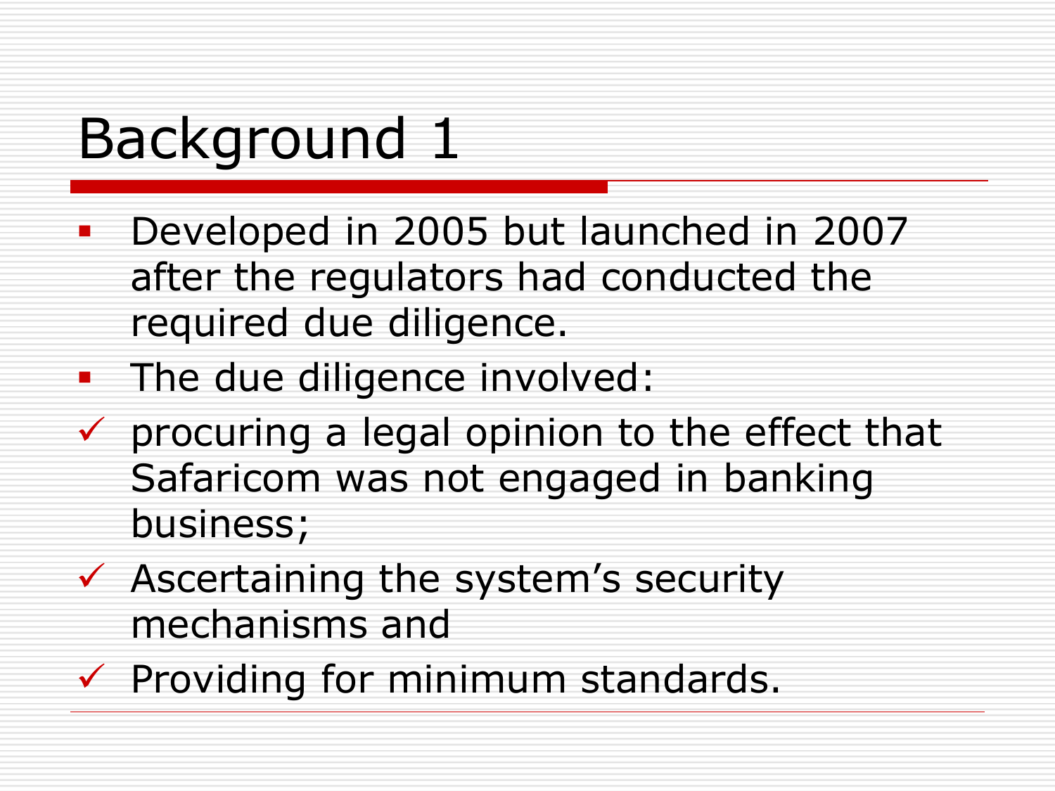# Background 1

- Developed in 2005 but launched in 2007 after the regulators had conducted the required due diligence.
- The due diligence involved:
  - ✓ procuring a legal opinion to the effect that Safaricom was not engaged in banking business;
  - ✓ Ascertaining the system's security mechanisms and
  - ✓ Providing for minimum standards.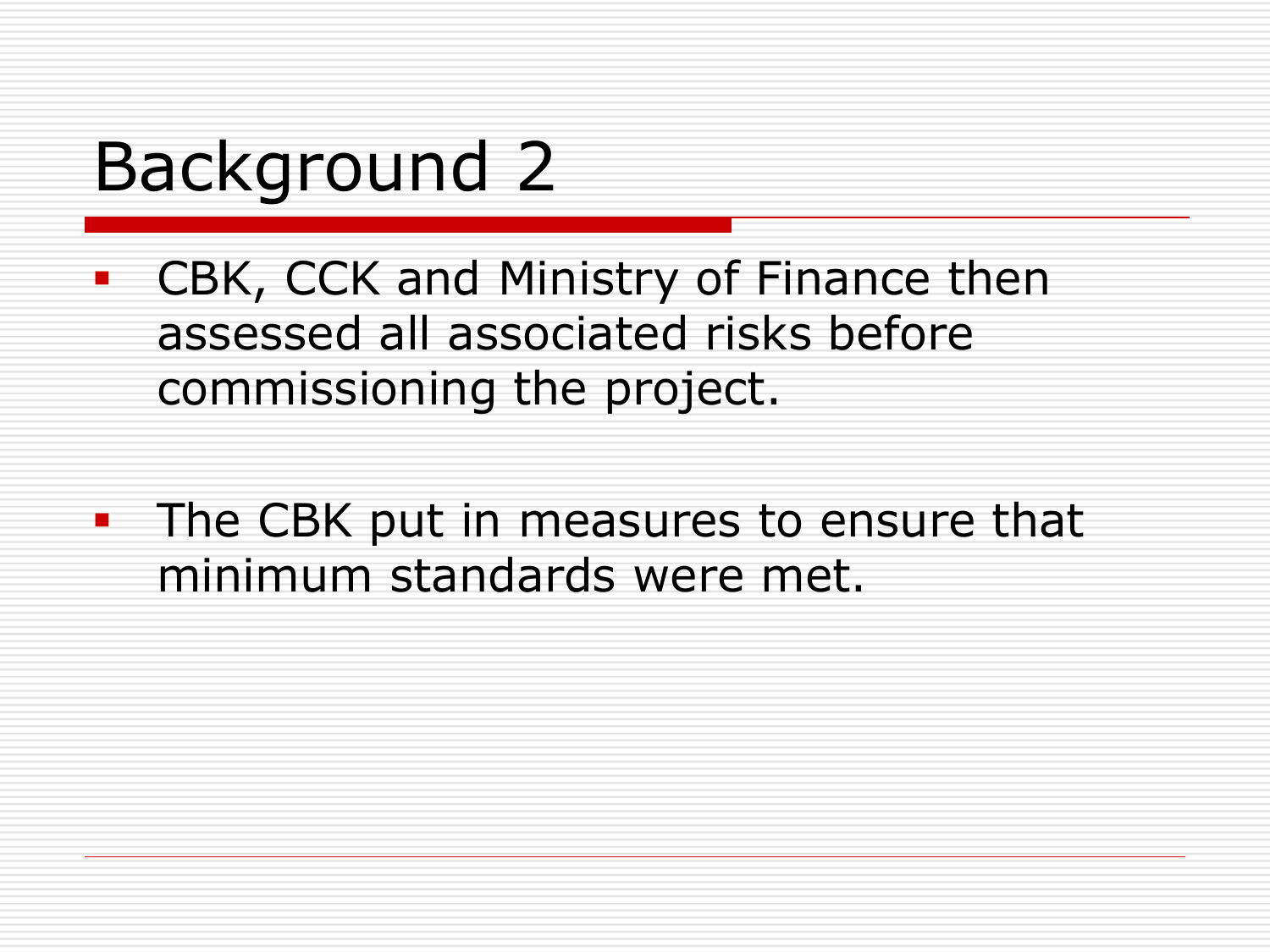# Background 2

- CBK, CCK and Ministry of Finance then assessed all associated risks before commissioning the project.

- The CBK put in measures to ensure that minimum standards were met.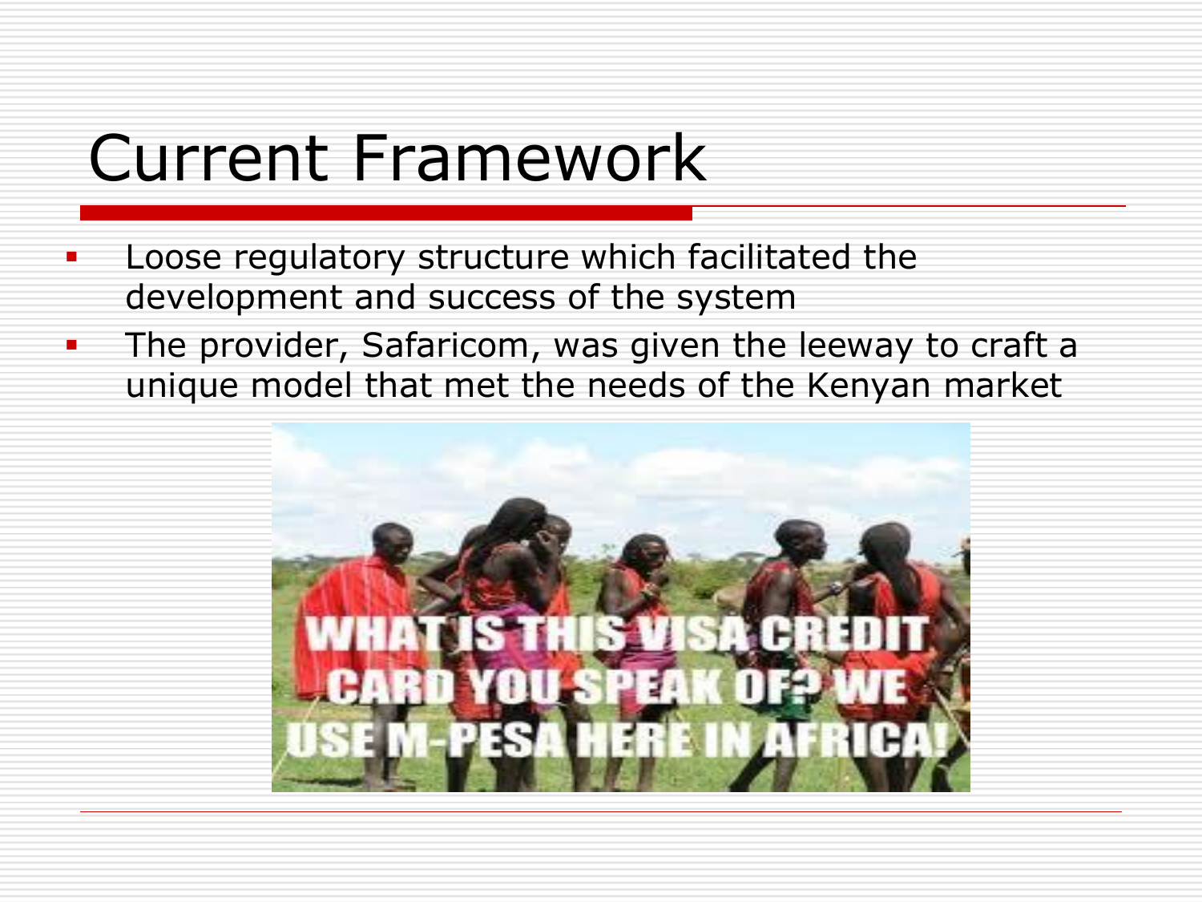# Current Framework

- Loose regulatory structure which facilitated the development and success of the system
- The provider, Safaricom, was given the leeway to craft a unique model that met the needs of the Kenyan market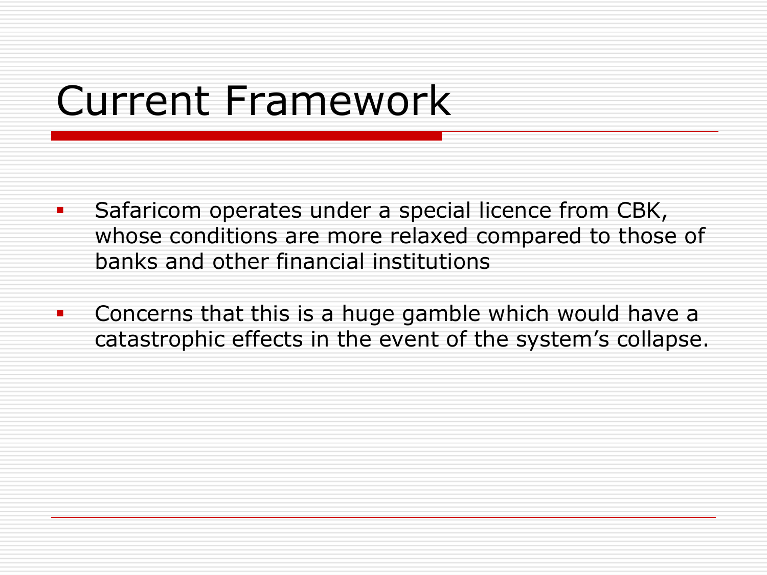# Current Framework

- Safaricom operates under a special licence from CBK, whose conditions are more relaxed compared to those of banks and other financial institutions
- Concerns that this is a huge gamble which would have a catastrophic effects in the event of the system's collapse.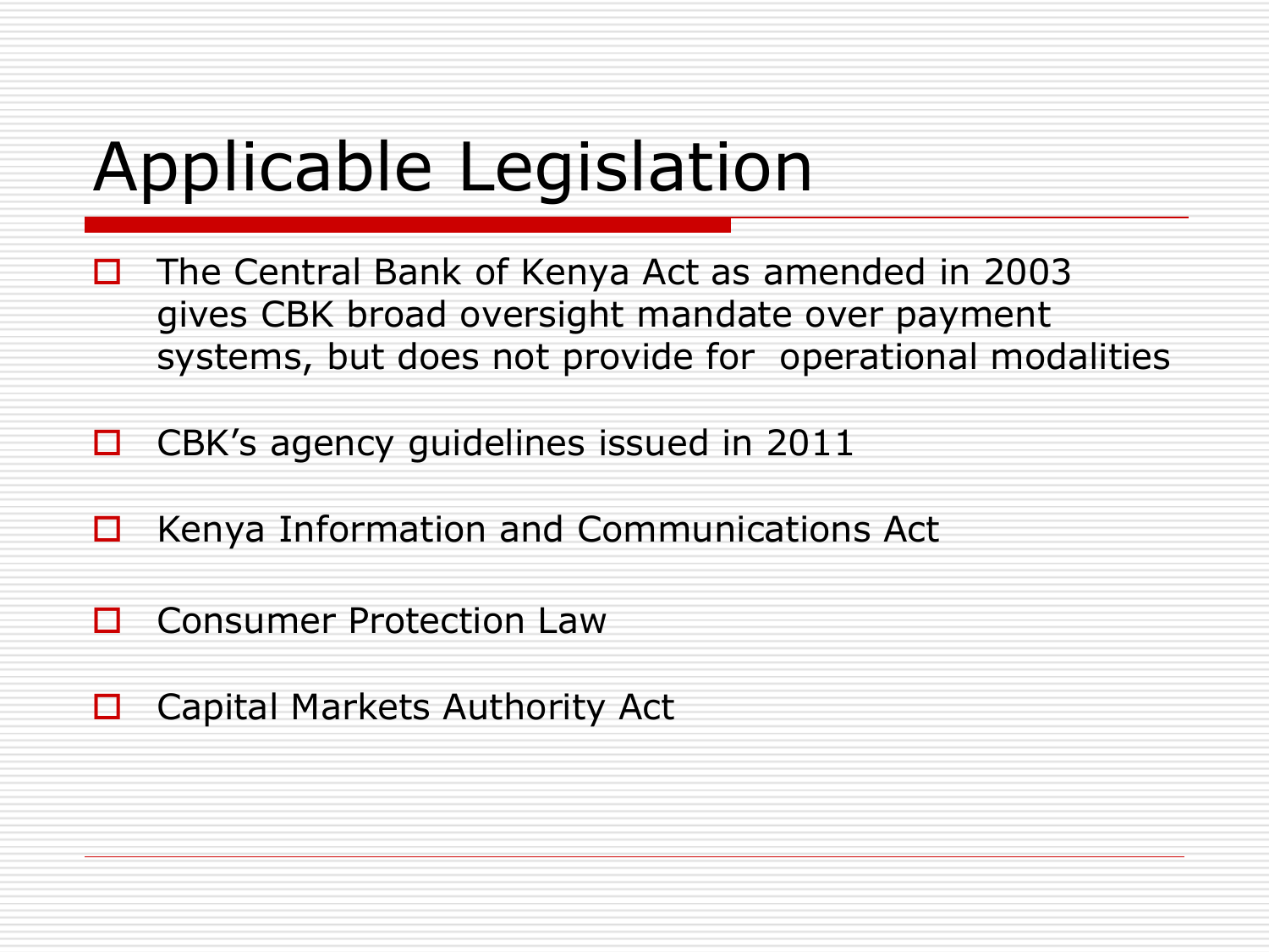# Applicable Legislation

- The Central Bank of Kenya Act as amended in 2003 gives CBK broad oversight mandate over payment systems, but does not provide for operational modalities
- CBK's agency guidelines issued in 2011
- Kenya Information and Communications Act
- Consumer Protection Law
- Capital Markets Authority Act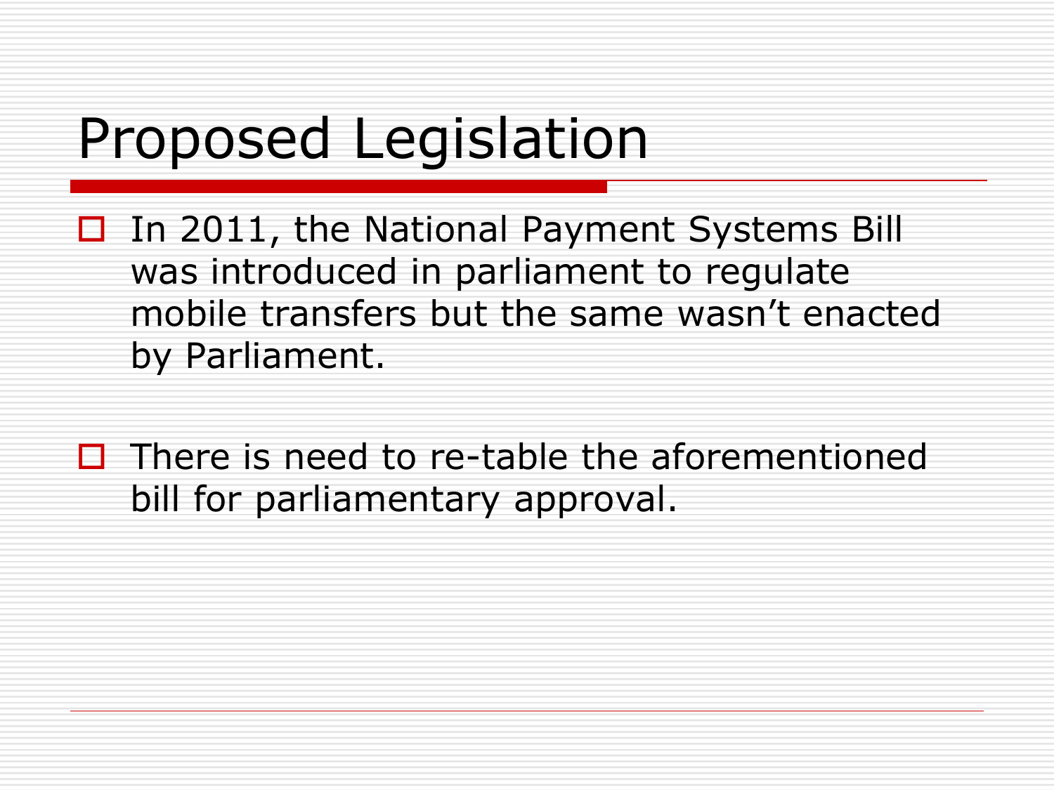# Proposed Legislation

- In 2011, the National Payment Systems Bill was introduced in parliament to regulate mobile transfers but the same wasn't enacted by Parliament.

- There is need to re-table the aforementioned bill for parliamentary approval.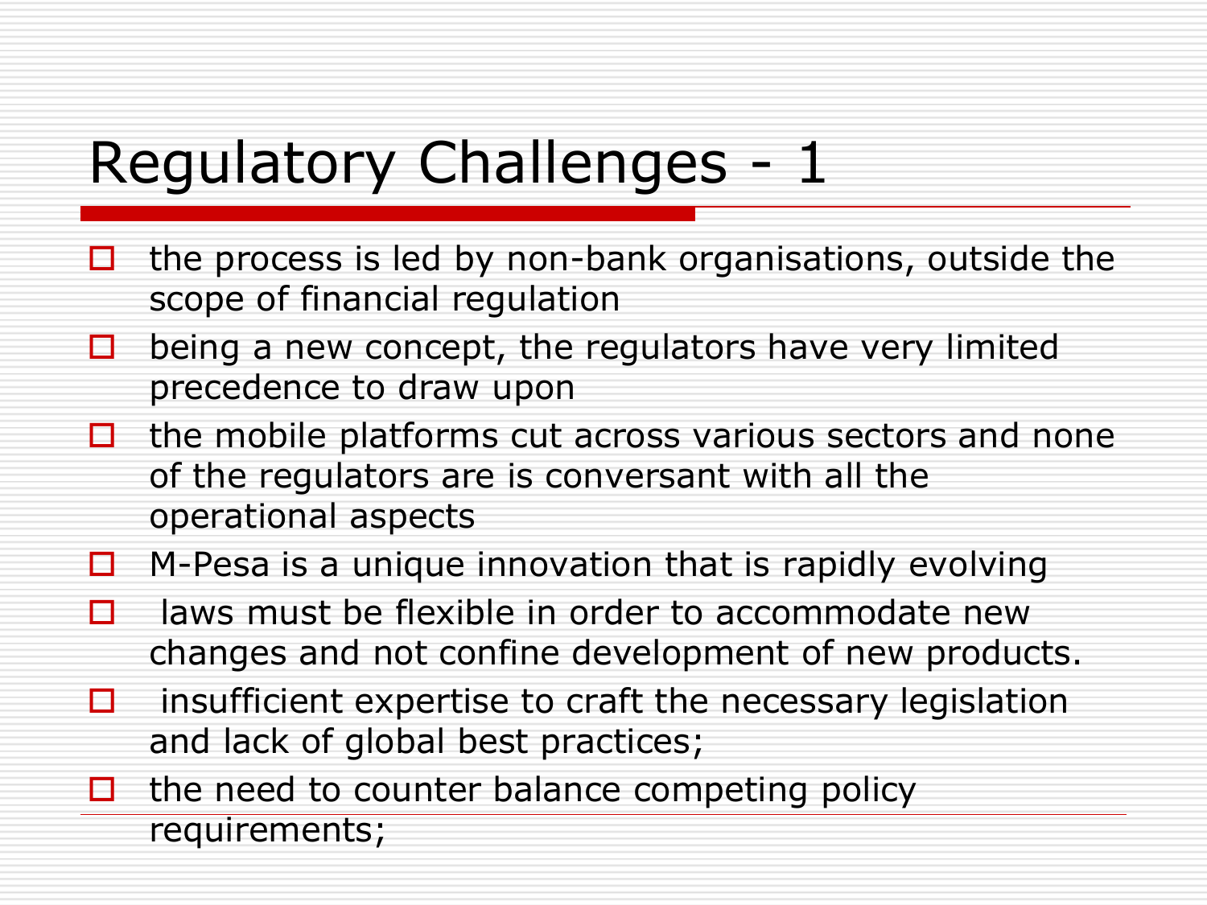# Regulatory Challenges - 1

- the process is led by non-bank organisations, outside the scope of financial regulation
- being a new concept, the regulators have very limited precedence to draw upon
- the mobile platforms cut across various sectors and none of the regulators are is conversant with all the operational aspects
- M-Pesa is a unique innovation that is rapidly evolving
- laws must be flexible in order to accommodate new changes and not confine development of new products.
- insufficient expertise to craft the necessary legislation and lack of global best practices;
- the need to counter balance competing policy requirements;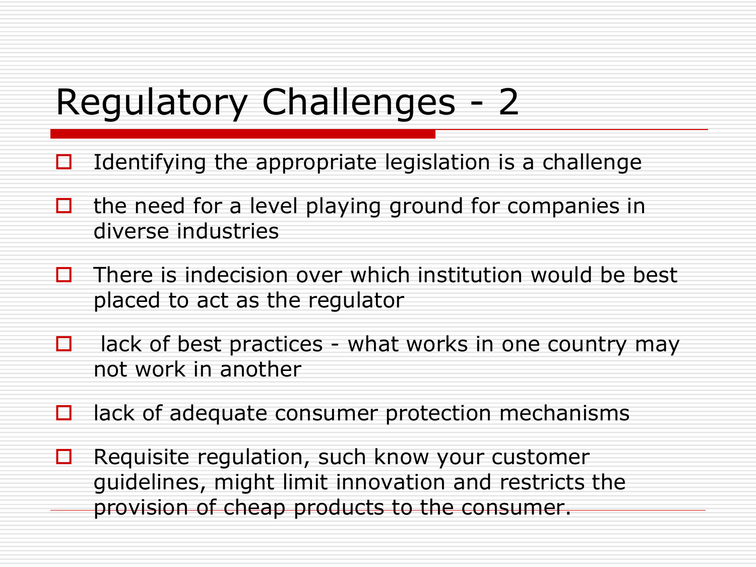# Regulatory Challenges - 2

- Identifying the appropriate legislation is a challenge
- the need for a level playing ground for companies in diverse industries
- There is indecision over which institution would be best placed to act as the regulator
- lack of best practices - what works in one country may not work in another
- lack of adequate consumer protection mechanisms
- Requisite regulation, such know your customer guidelines, might limit innovation and restricts the provision of cheap products to the consumer.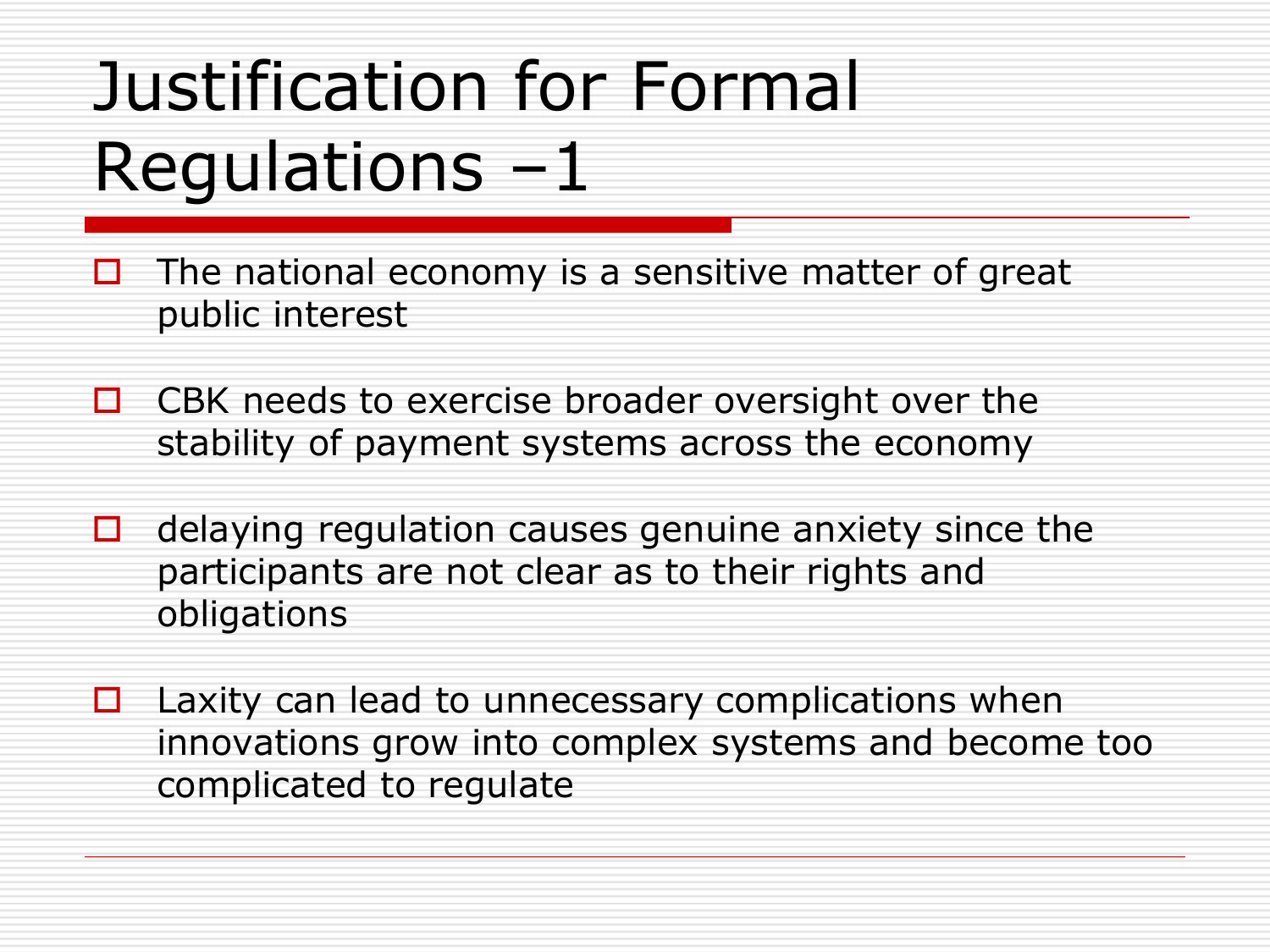# Justification for Formal Regulations –1

- The national economy is a sensitive matter of great public interest
- CBK needs to exercise broader oversight over the stability of payment systems across the economy
- delaying regulation causes genuine anxiety since the participants are not clear as to their rights and obligations
- Laxity can lead to unnecessary complications when innovations grow into complex systems and become too complicated to regulate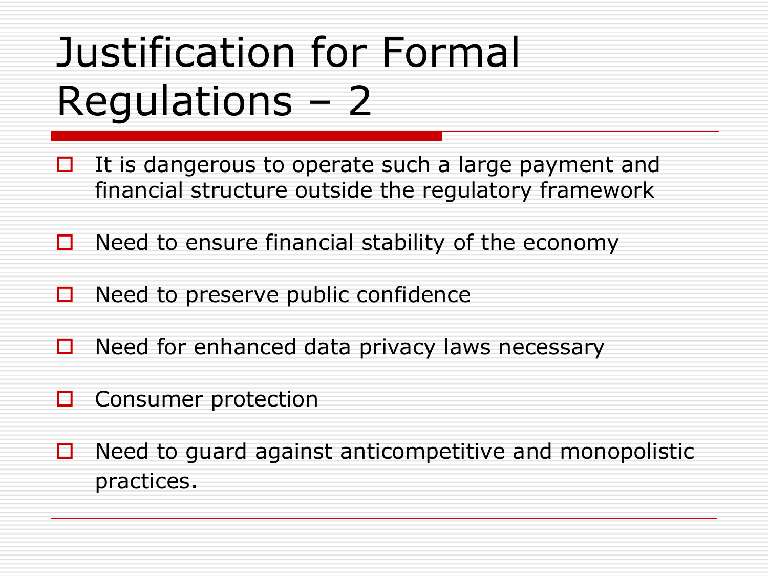# Justification for Formal Regulations – 2

- It is dangerous to operate such a large payment and financial structure outside the regulatory framework
- Need to ensure financial stability of the economy
- Need to preserve public confidence
- Need for enhanced data privacy laws necessary
- Consumer protection
- Need to guard against anticompetitive and monopolistic practices.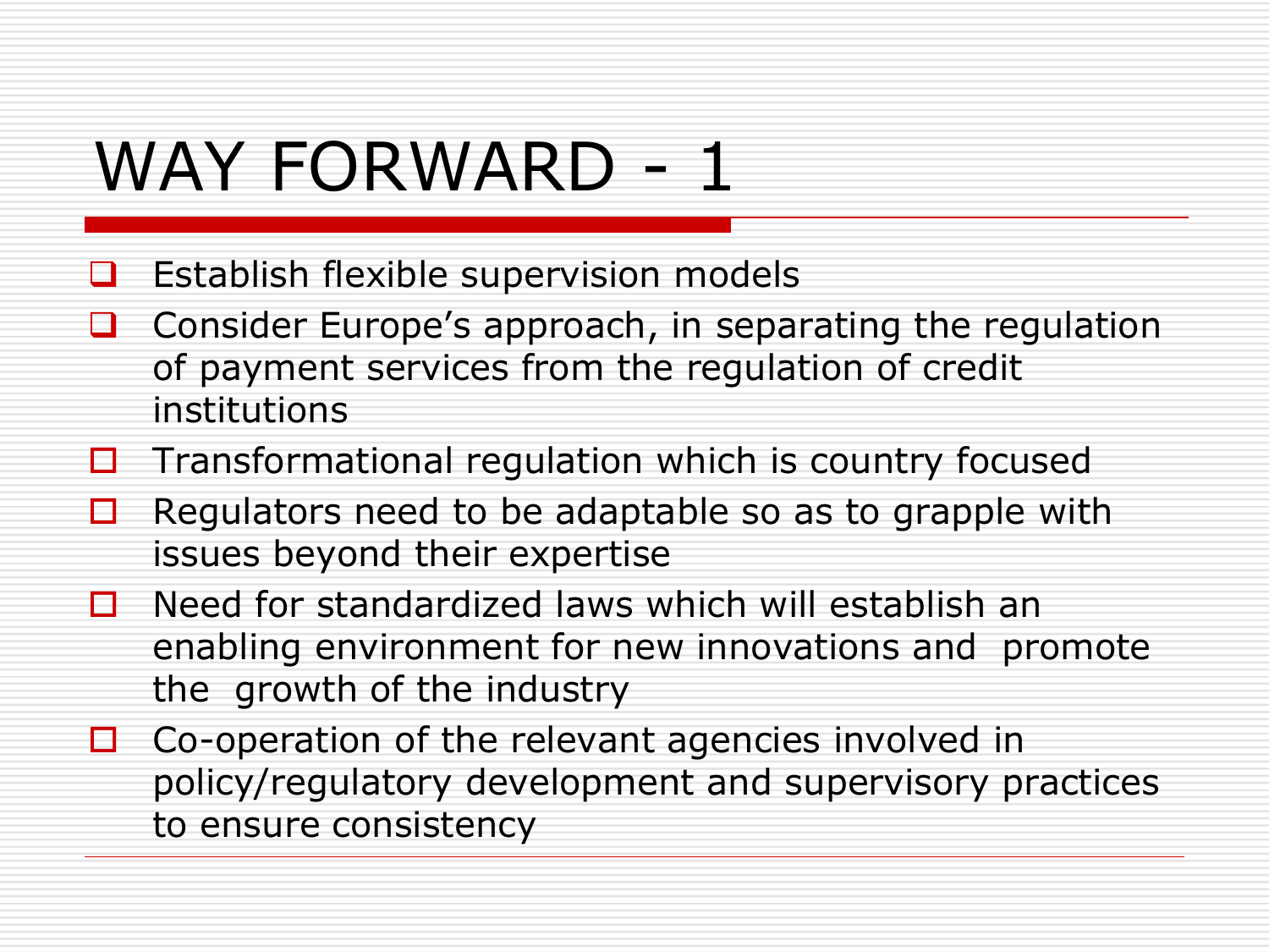# WAY FORWARD - 1

- Establish flexible supervision models
- Consider Europe's approach, in separating the regulation of payment services from the regulation of credit institutions
- Transformational regulation which is country focused
- Regulators need to be adaptable so as to grapple with issues beyond their expertise
- Need for standardized laws which will establish an enabling environment for new innovations and promote the growth of the industry
- Co-operation of the relevant agencies involved in policy/regulatory development and supervisory practices to ensure consistency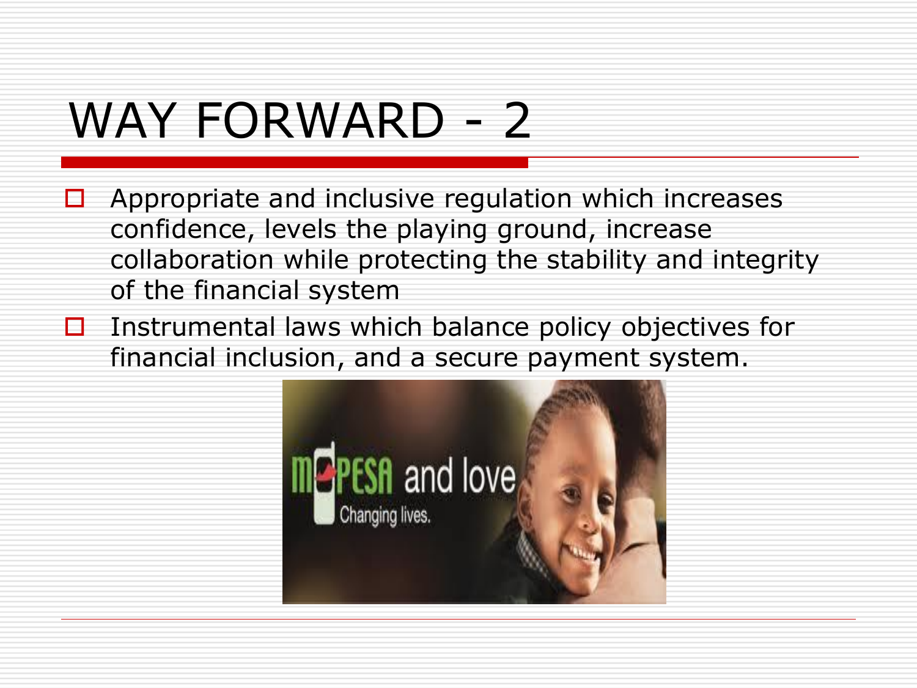# WAY FORWARD - 2

- Appropriate and inclusive regulation which increases confidence, levels the playing ground, increase collaboration while protecting the stability and integrity of the financial system
- Instrumental laws which balance policy objectives for financial inclusion, and a secure payment system.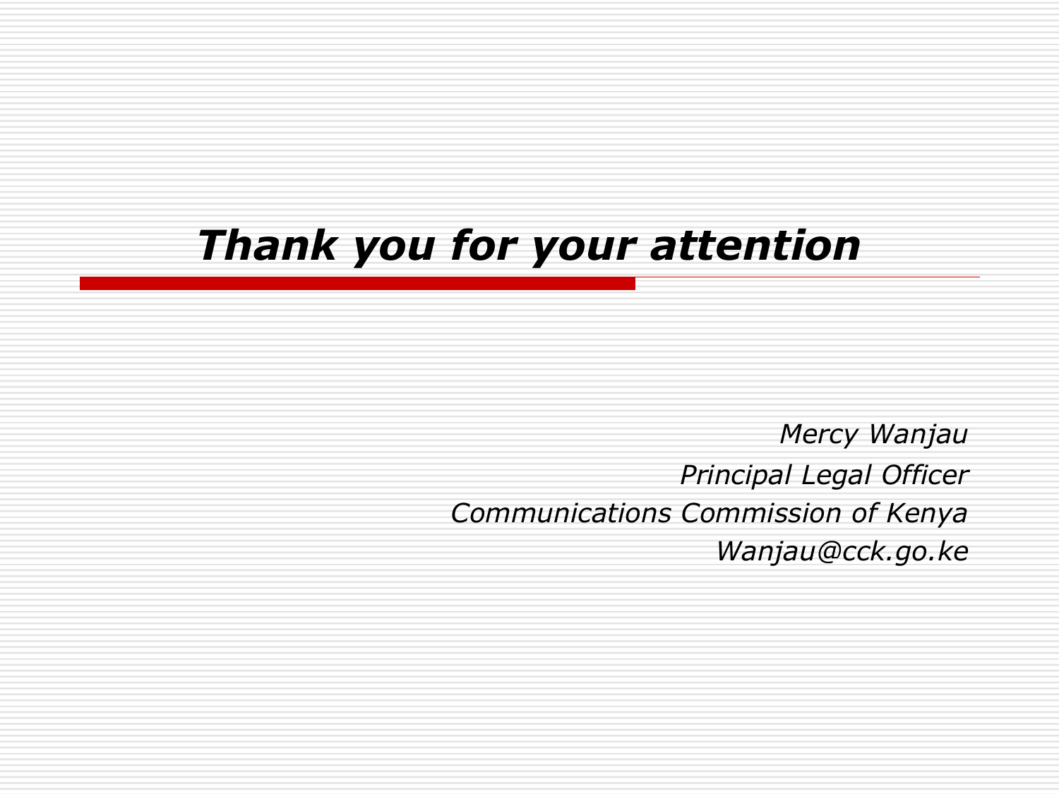# ***Thank you for your attention***

*Mercy Wanjau*

*Principal Legal Officer*

*Communications Commission of Kenya*

*Wanjau@cck.go.ke*